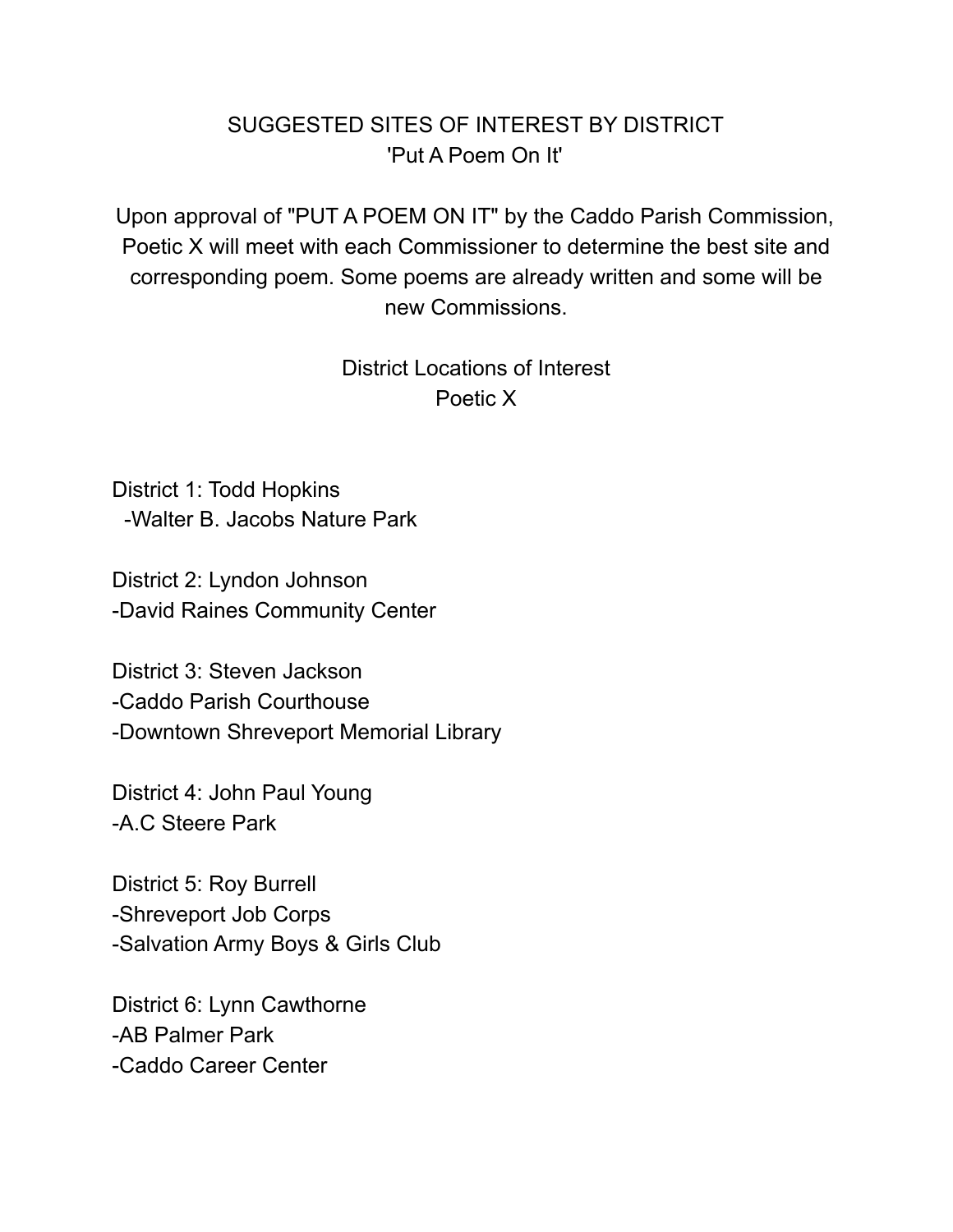# SUGGESTED SITES OF INTEREST BY DISTRICT
## 'Put A Poem On It'

Upon approval of "PUT A POEM ON IT" by the Caddo Parish Commission, Poetic X will meet with each Commissioner to determine the best site and corresponding poem. Some poems are already written and some will be new Commissions.

## District Locations of Interest
### Poetic X

District 1: Todd Hopkins
-Walter B. Jacobs Nature Park

District 2: Lyndon Johnson
-David Raines Community Center

District 3: Steven Jackson
-Caddo Parish Courthouse
-Downtown Shreveport Memorial Library

District 4: John Paul Young
-A.C Steere Park

District 5: Roy Burrell
-Shreveport Job Corps
-Salvation Army Boys & Girls Club

District 6: Lynn Cawthorne
-AB Palmer Park
-Caddo Career Center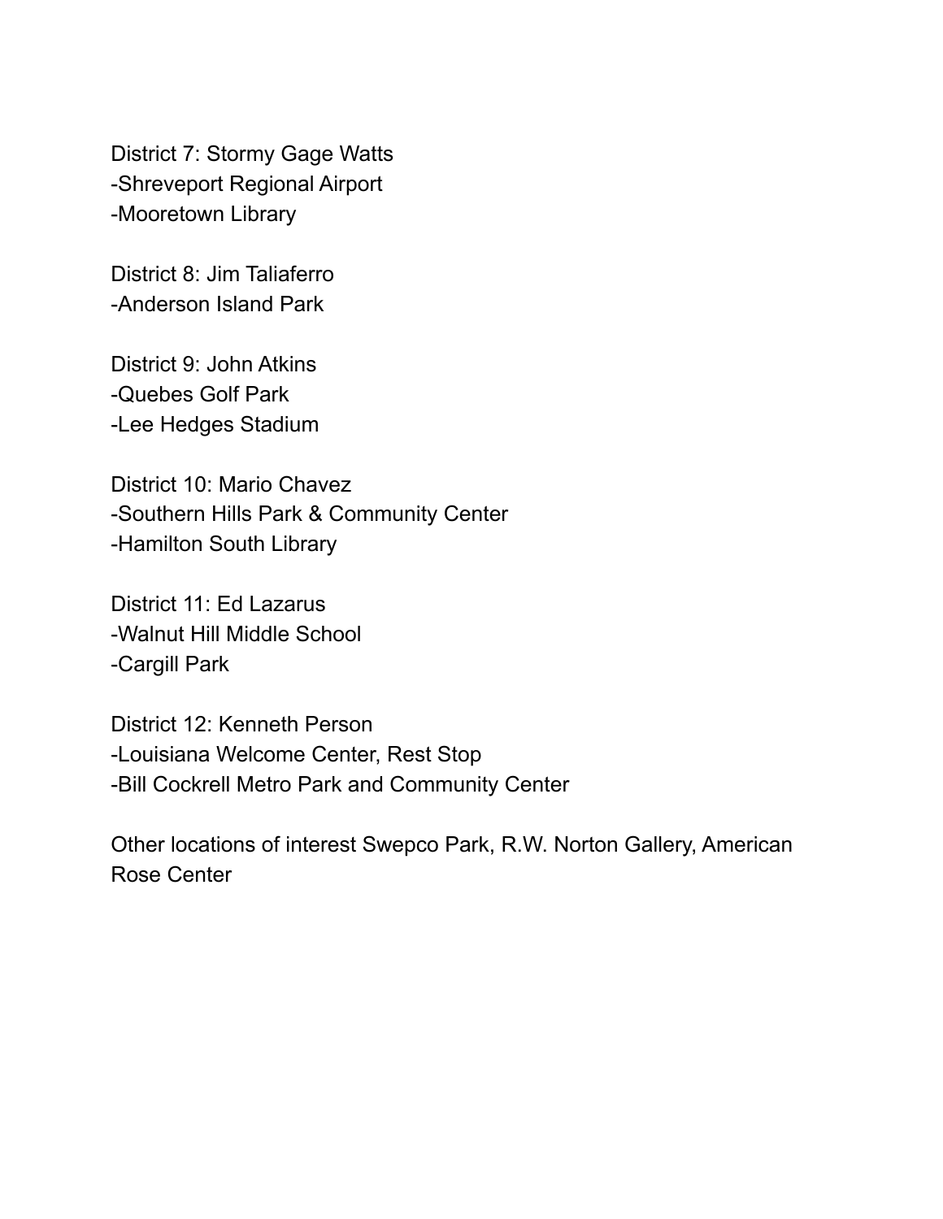District 7: Stormy Gage Watts
-Shreveport Regional Airport
-Mooretown Library

District 8: Jim Taliaferro
-Anderson Island Park

District 9: John Atkins
-Quebes Golf Park
-Lee Hedges Stadium

District 10: Mario Chavez
-Southern Hills Park & Community Center
-Hamilton South Library

District 11: Ed Lazarus
-Walnut Hill Middle School
-Cargill Park

District 12: Kenneth Person
-Louisiana Welcome Center, Rest Stop
-Bill Cockrell Metro Park and Community Center

Other locations of interest Swepco Park, R.W. Norton Gallery, American Rose Center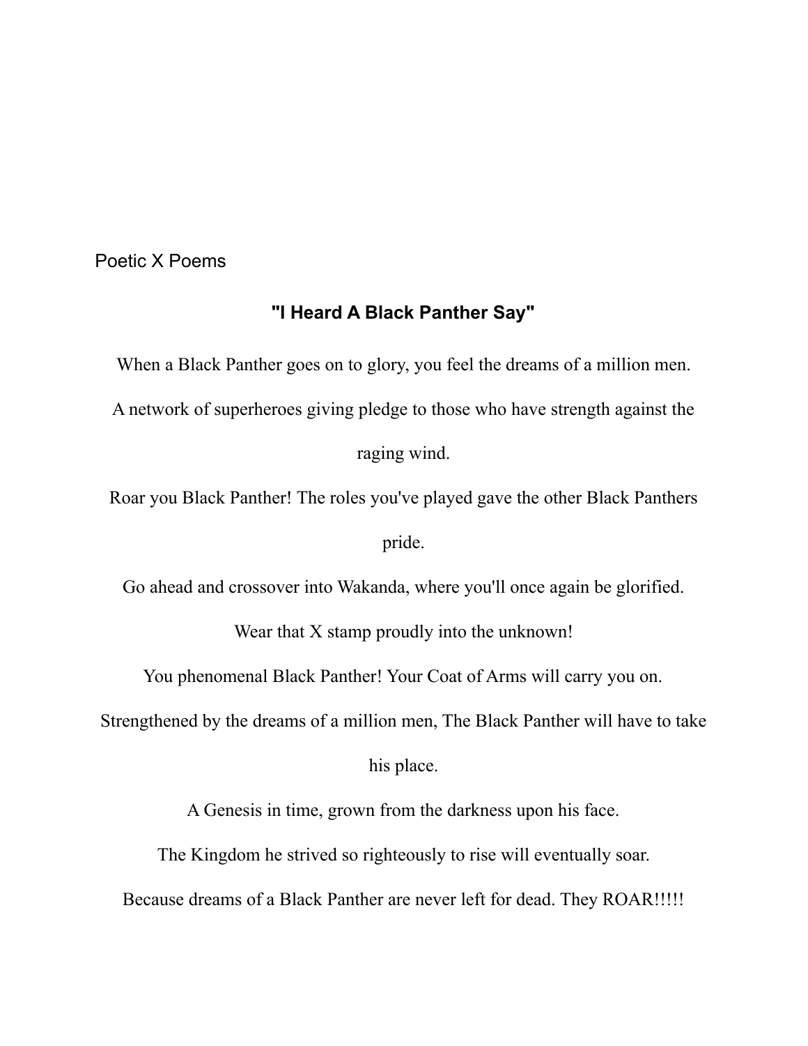Poetic X Poems

## "I Heard A Black Panther Say"

When a Black Panther goes on to glory, you feel the dreams of a million men.

A network of superheroes giving pledge to those who have strength against the raging wind.

Roar you Black Panther! The roles you've played gave the other Black Panthers pride.

Go ahead and crossover into Wakanda, where you'll once again be glorified.

Wear that X stamp proudly into the unknown!

You phenomenal Black Panther! Your Coat of Arms will carry you on.

Strengthened by the dreams of a million men, The Black Panther will have to take his place.

A Genesis in time, grown from the darkness upon his face.

The Kingdom he strived so righteously to rise will eventually soar.

Because dreams of a Black Panther are never left for dead. They ROAR!!!!!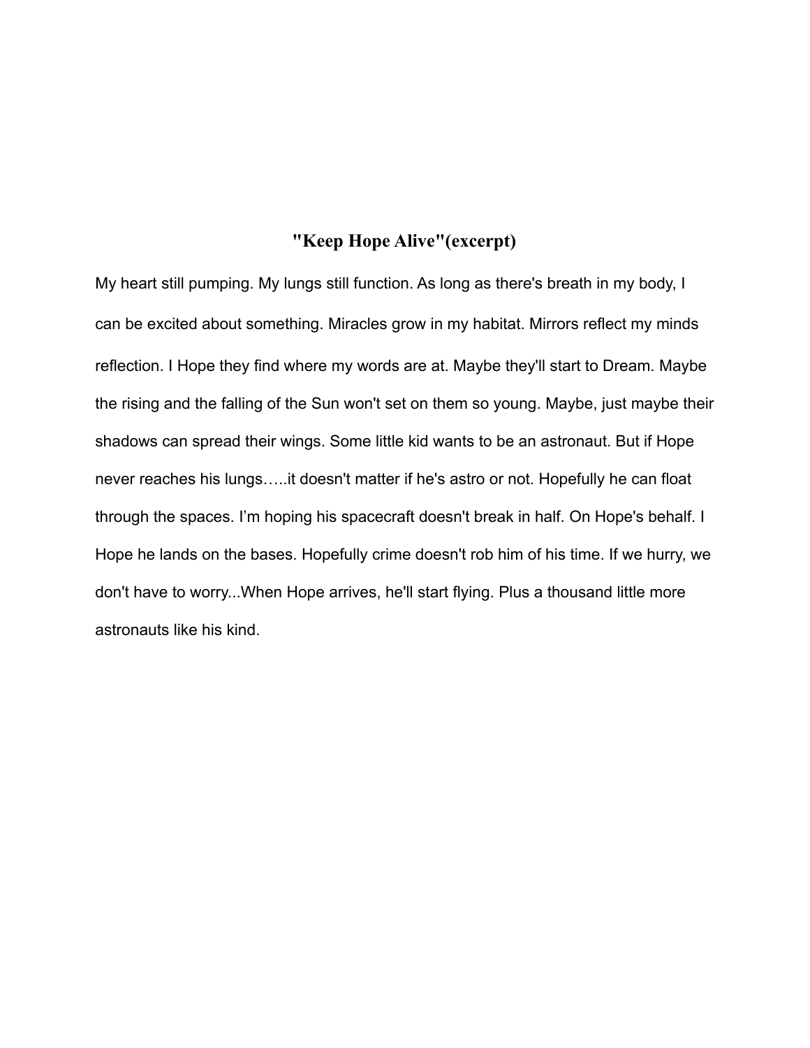## "Keep Hope Alive"(excerpt)

My heart still pumping. My lungs still function. As long as there's breath in my body, I can be excited about something. Miracles grow in my habitat. Mirrors reflect my minds reflection. I Hope they find where my words are at. Maybe they'll start to Dream. Maybe the rising and the falling of the Sun won't set on them so young. Maybe, just maybe their shadows can spread their wings. Some little kid wants to be an astronaut. But if Hope never reaches his lungs…..it doesn't matter if he's astro or not. Hopefully he can float through the spaces. I'm hoping his spacecraft doesn't break in half. On Hope's behalf. I Hope he lands on the bases. Hopefully crime doesn't rob him of his time. If we hurry, we don't have to worry...When Hope arrives, he'll start flying. Plus a thousand little more astronauts like his kind.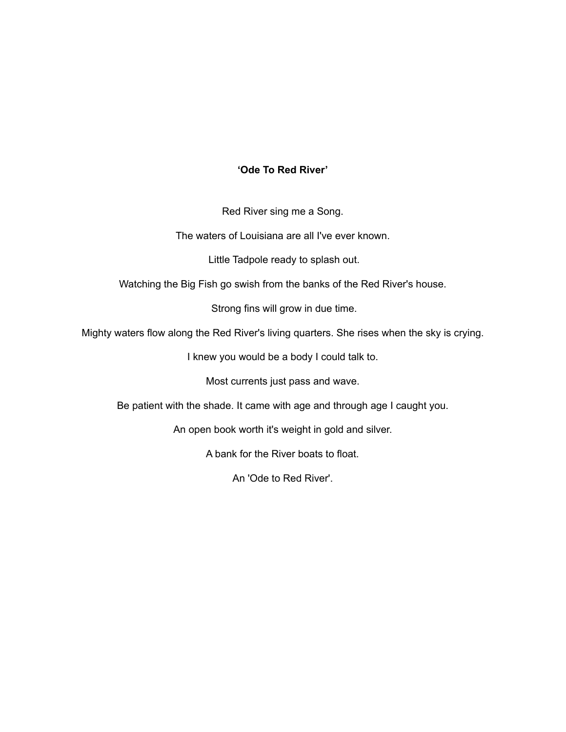**‘Ode To Red River’**

Red River sing me a Song.

The waters of Louisiana are all I've ever known.

Little Tadpole ready to splash out.

Watching the Big Fish go swish from the banks of the Red River's house.

Strong fins will grow in due time.

Mighty waters flow along the Red River's living quarters. She rises when the sky is crying.

I knew you would be a body I could talk to.

Most currents just pass and wave.

Be patient with the shade. It came with age and through age I caught you.

An open book worth it's weight in gold and silver.

A bank for the River boats to float.

An 'Ode to Red River'.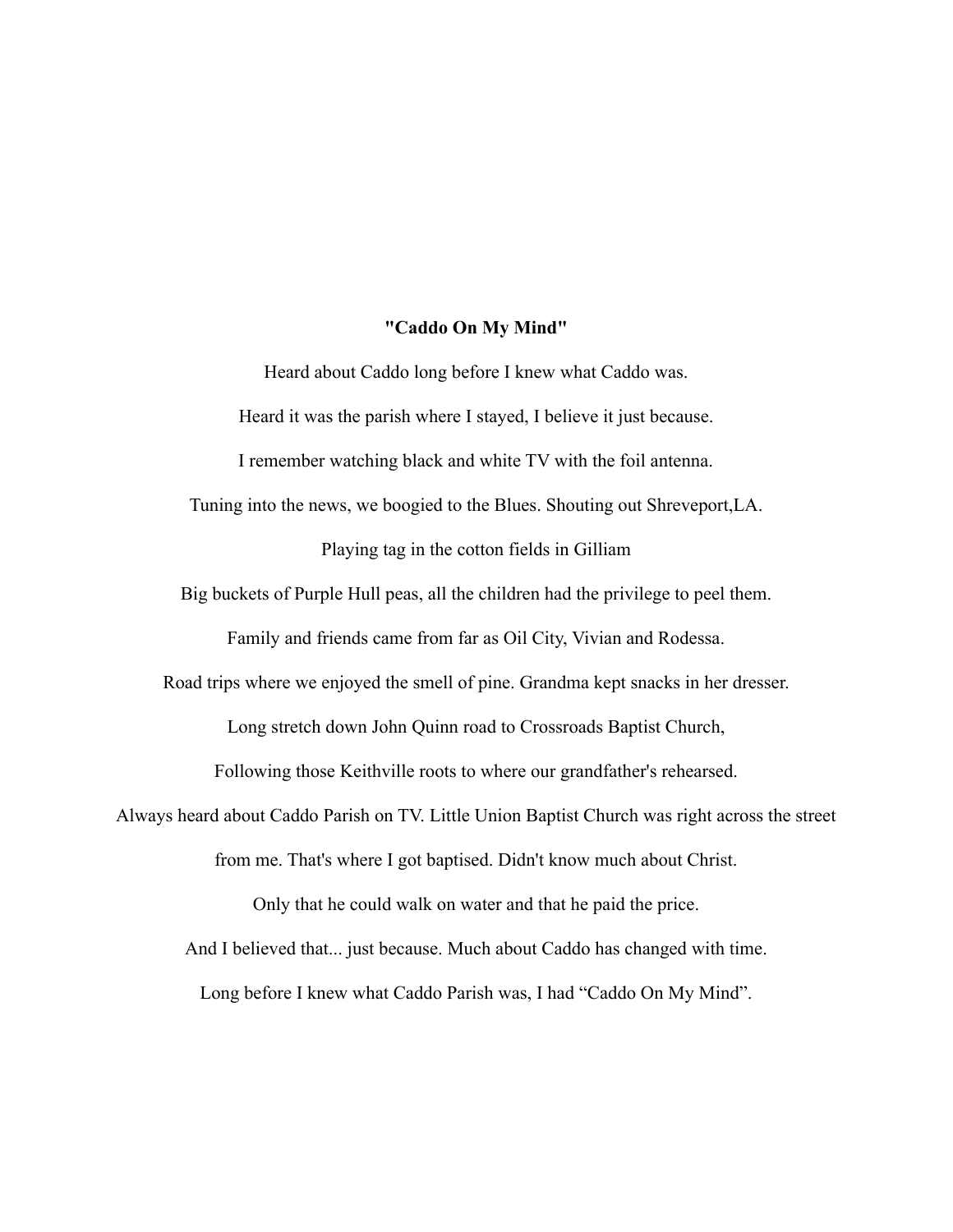**"Caddo On My Mind"**

Heard about Caddo long before I knew what Caddo was.

Heard it was the parish where I stayed, I believe it just because.

I remember watching black and white TV with the foil antenna.

Tuning into the news, we boogied to the Blues. Shouting out Shreveport,LA.

Playing tag in the cotton fields in Gilliam

Big buckets of Purple Hull peas, all the children had the privilege to peel them.

Family and friends came from far as Oil City, Vivian and Rodessa.

Road trips where we enjoyed the smell of pine. Grandma kept snacks in her dresser.

Long stretch down John Quinn road to Crossroads Baptist Church,

Following those Keithville roots to where our grandfather's rehearsed.

Always heard about Caddo Parish on TV. Little Union Baptist Church was right across the street

from me. That's where I got baptised. Didn't know much about Christ.

Only that he could walk on water and that he paid the price.

And I believed that... just because. Much about Caddo has changed with time.

Long before I knew what Caddo Parish was, I had “Caddo On My Mind”.